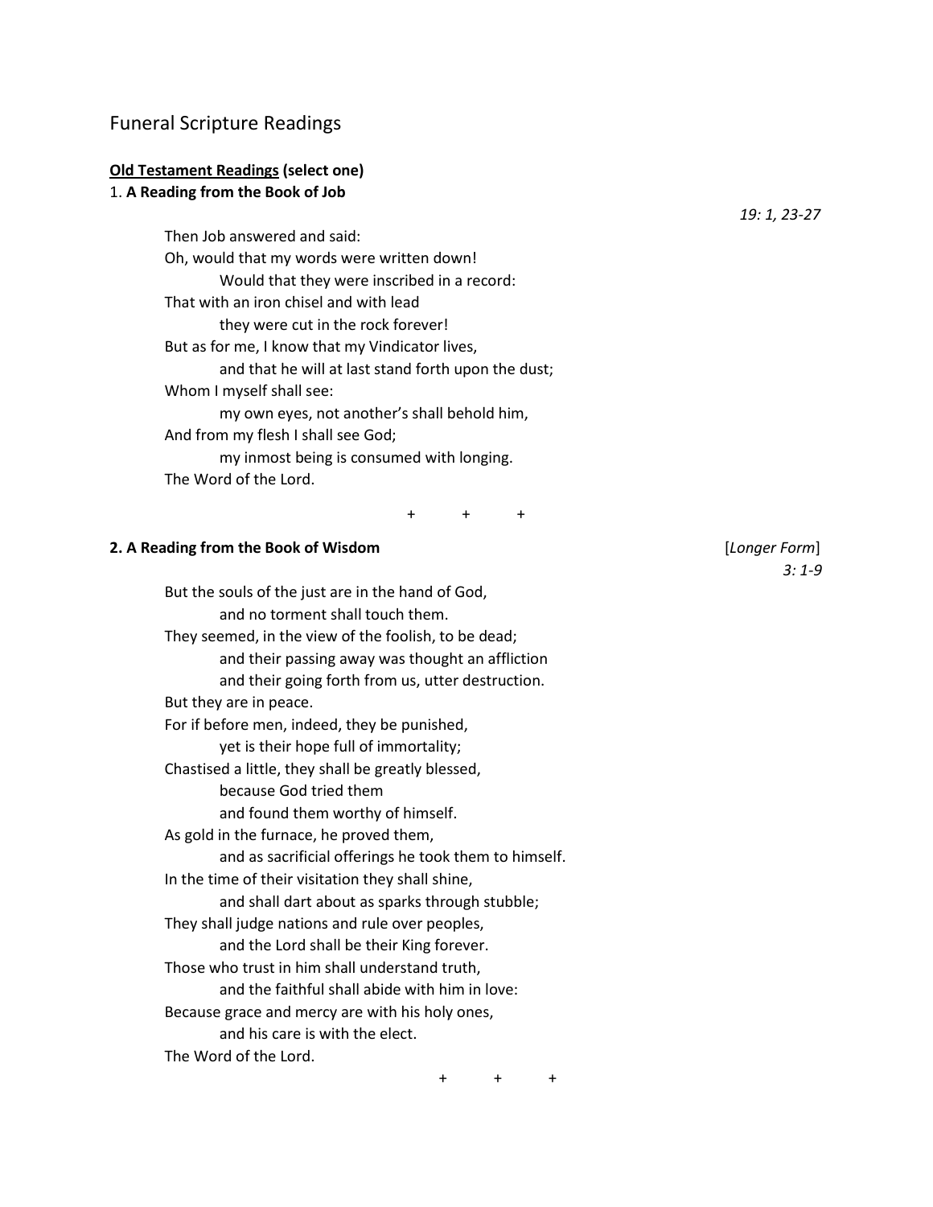# Funeral Scripture Readings

**<u>Old Testament Readings</u> (select one)**

1. **A Reading from the Book of Job**

*19: 1, 23-27*

Then Job answered and said:
Oh, would that my words were written down!
  Would that they were inscribed in a record:
That with an iron chisel and with lead
  they were cut in the rock forever!
But as for me, I know that my Vindicator lives,
  and that he will at last stand forth upon the dust;
Whom I myself shall see:
  my own eyes, not another's shall behold him,
And from my flesh I shall see God;
  my inmost being is consumed with longing.
The Word of the Lord.

\+ + +

**2. A Reading from the Book of Wisdom**

[*Longer Form*]
*3: 1-9*

But the souls of the just are in the hand of God,
  and no torment shall touch them.
They seemed, in the view of the foolish, to be dead;
  and their passing away was thought an affliction
  and their going forth from us, utter destruction.
But they are in peace.
For if before men, indeed, they be punished,
  yet is their hope full of immortality;
Chastised a little, they shall be greatly blessed,
  because God tried them
  and found them worthy of himself.
As gold in the furnace, he proved them,
  and as sacrificial offerings he took them to himself.
In the time of their visitation they shall shine,
  and shall dart about as sparks through stubble;
They shall judge nations and rule over peoples,
  and the Lord shall be their King forever.
Those who trust in him shall understand truth,
  and the faithful shall abide with him in love:
Because grace and mercy are with his holy ones,
  and his care is with the elect.
The Word of the Lord.

\+ + +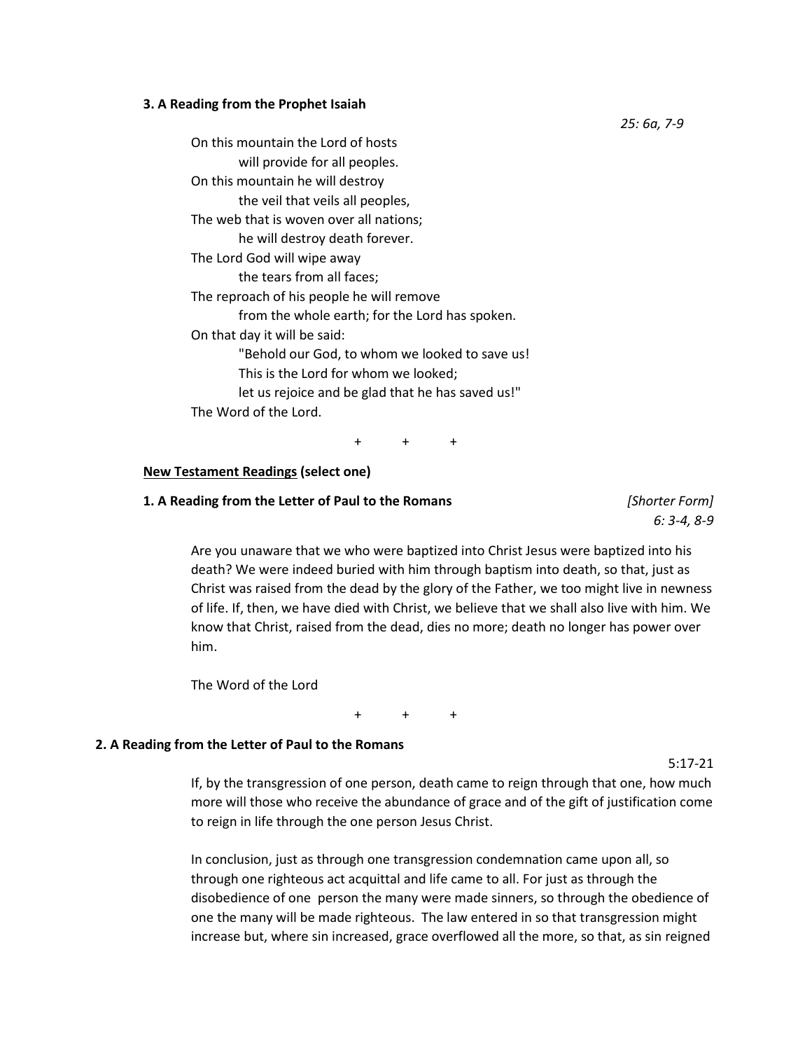**3. A Reading from the Prophet Isaiah**

*25: 6a, 7-9*

On this mountain the Lord of hosts  
    will provide for all peoples.  
On this mountain he will destroy  
    the veil that veils all peoples,  
The web that is woven over all nations;  
    he will destroy death forever.  
The Lord God will wipe away  
    the tears from all faces;  
The reproach of his people he will remove  
    from the whole earth; for the Lord has spoken.  
On that day it will be said:  
    "Behold our God, to whom we looked to save us!  
    This is the Lord for whom we looked;  
    let us rejoice and be glad that he has saved us!"  
The Word of the Lord.

\+ + +

**<u>New Testament Readings</u> (select one)**

**1. A Reading from the Letter of Paul to the Romans** *[Shorter Form]*

*6: 3-4, 8-9*

Are you unaware that we who were baptized into Christ Jesus were baptized into his death? We were indeed buried with him through baptism into death, so that, just as Christ was raised from the dead by the glory of the Father, we too might live in newness of life. If, then, we have died with Christ, we believe that we shall also live with him. We know that Christ, raised from the dead, dies no more; death no longer has power over him.

The Word of the Lord

\+ + +

**2. A Reading from the Letter of Paul to the Romans**

5:17-21

If, by the transgression of one person, death came to reign through that one, how much more will those who receive the abundance of grace and of the gift of justification come to reign in life through the one person Jesus Christ.

In conclusion, just as through one transgression condemnation came upon all, so through one righteous act acquittal and life came to all. For just as through the disobedience of one person the many were made sinners, so through the obedience of one the many will be made righteous. The law entered in so that transgression might increase but, where sin increased, grace overflowed all the more, so that, as sin reigned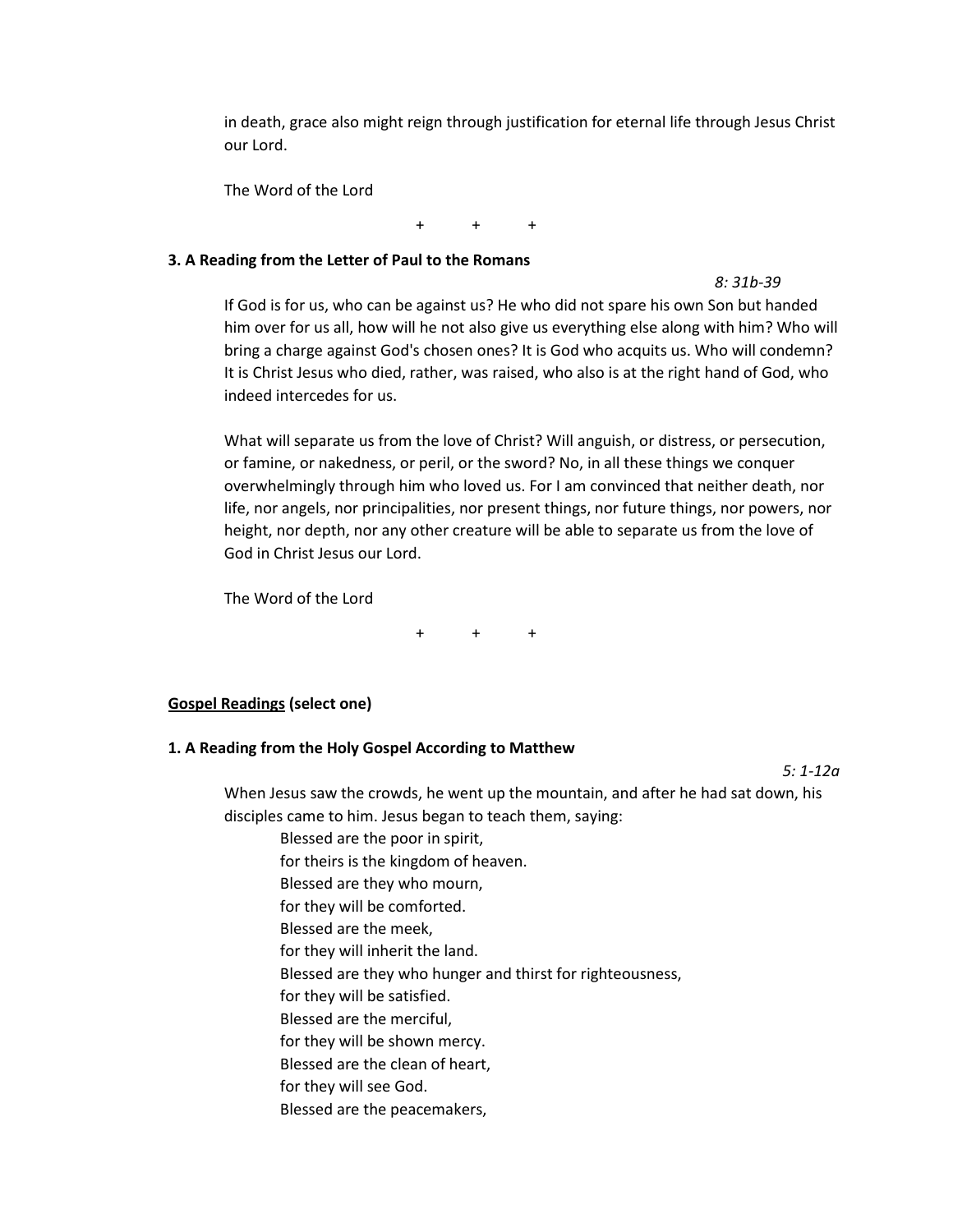in death, grace also might reign through justification for eternal life through Jesus Christ our Lord.

The Word of the Lord

\+ + +

**3. A Reading from the Letter of Paul to the Romans**

*8: 31b-39*

If God is for us, who can be against us? He who did not spare his own Son but handed him over for us all, how will he not also give us everything else along with him? Who will bring a charge against God's chosen ones? It is God who acquits us. Who will condemn? It is Christ Jesus who died, rather, was raised, who also is at the right hand of God, who indeed intercedes for us.

What will separate us from the love of Christ? Will anguish, or distress, or persecution, or famine, or nakedness, or peril, or the sword? No, in all these things we conquer overwhelmingly through him who loved us. For I am convinced that neither death, nor life, nor angels, nor principalities, nor present things, nor future things, nor powers, nor height, nor depth, nor any other creature will be able to separate us from the love of God in Christ Jesus our Lord.

The Word of the Lord

\+ + +

**<u>Gospel Readings</u> (select one)**

**1. A Reading from the Holy Gospel According to Matthew**

*5: 1-12a*

When Jesus saw the crowds, he went up the mountain, and after he had sat down, his disciples came to him. Jesus began to teach them, saying:

Blessed are the poor in spirit,
for theirs is the kingdom of heaven.
Blessed are they who mourn,
for they will be comforted.
Blessed are the meek,
for they will inherit the land.
Blessed are they who hunger and thirst for righteousness,
for they will be satisfied.
Blessed are the merciful,
for they will be shown mercy.
Blessed are the clean of heart,
for they will see God.
Blessed are the peacemakers,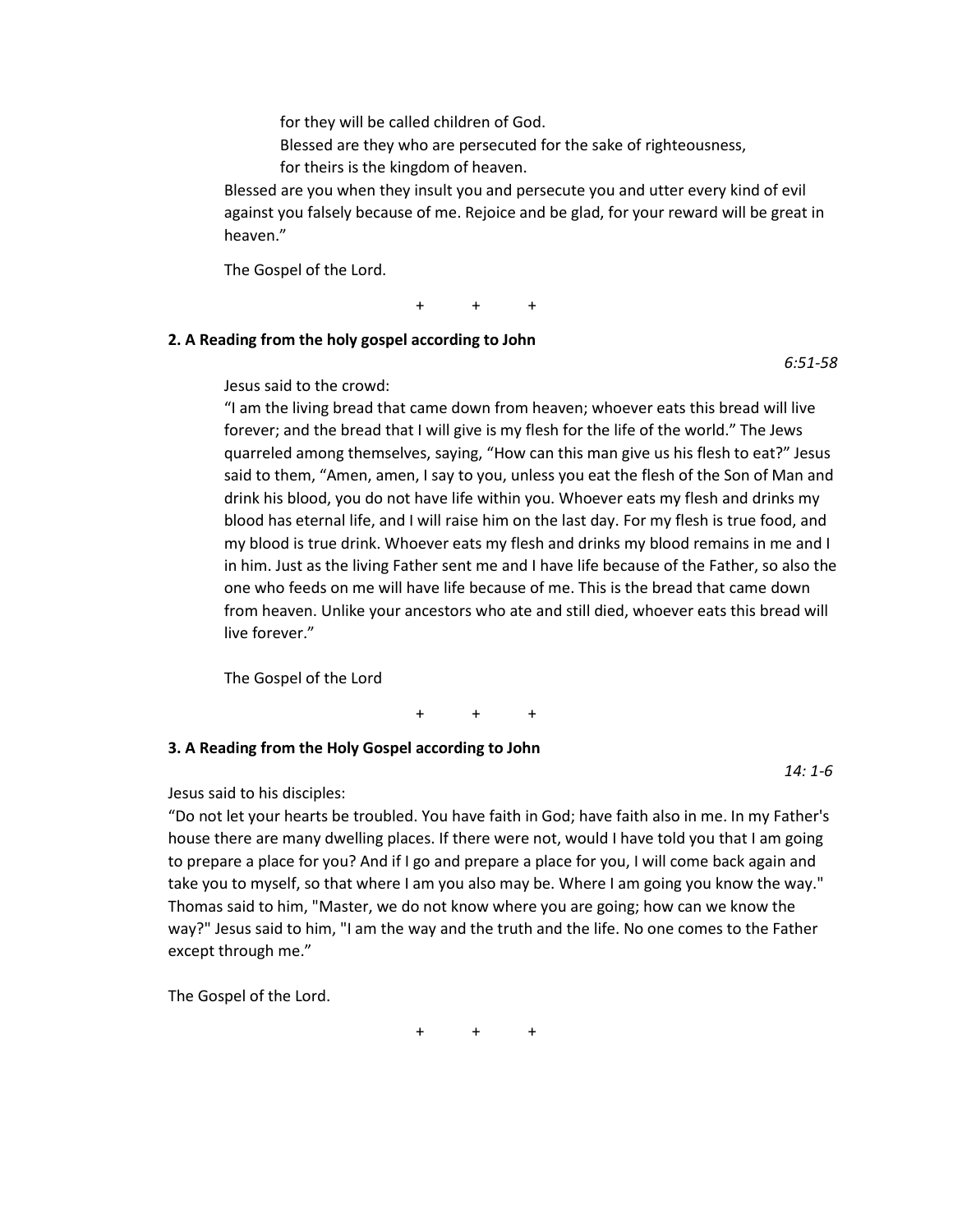for they will be called children of God.
Blessed are they who are persecuted for the sake of righteousness,
for theirs is the kingdom of heaven.

Blessed are you when they insult you and persecute you and utter every kind of evil against you falsely because of me. Rejoice and be glad, for your reward will be great in heaven."

The Gospel of the Lord.

\+ + +

**2. A Reading from the holy gospel according to John**

*6:51-58*

Jesus said to the crowd:
"I am the living bread that came down from heaven; whoever eats this bread will live forever; and the bread that I will give is my flesh for the life of the world." The Jews quarreled among themselves, saying, "How can this man give us his flesh to eat?" Jesus said to them, "Amen, amen, I say to you, unless you eat the flesh of the Son of Man and drink his blood, you do not have life within you. Whoever eats my flesh and drinks my blood has eternal life, and I will raise him on the last day. For my flesh is true food, and my blood is true drink. Whoever eats my flesh and drinks my blood remains in me and I in him. Just as the living Father sent me and I have life because of the Father, so also the one who feeds on me will have life because of me. This is the bread that came down from heaven. Unlike your ancestors who ate and still died, whoever eats this bread will live forever."

The Gospel of the Lord

\+ + +

**3. A Reading from the Holy Gospel according to John**

*14: 1-6*

Jesus said to his disciples:
"Do not let your hearts be troubled. You have faith in God; have faith also in me. In my Father's house there are many dwelling places. If there were not, would I have told you that I am going to prepare a place for you? And if I go and prepare a place for you, I will come back again and take you to myself, so that where I am you also may be. Where I am going you know the way." Thomas said to him, "Master, we do not know where you are going; how can we know the way?" Jesus said to him, "I am the way and the truth and the life. No one comes to the Father except through me."

The Gospel of the Lord.

\+ + +